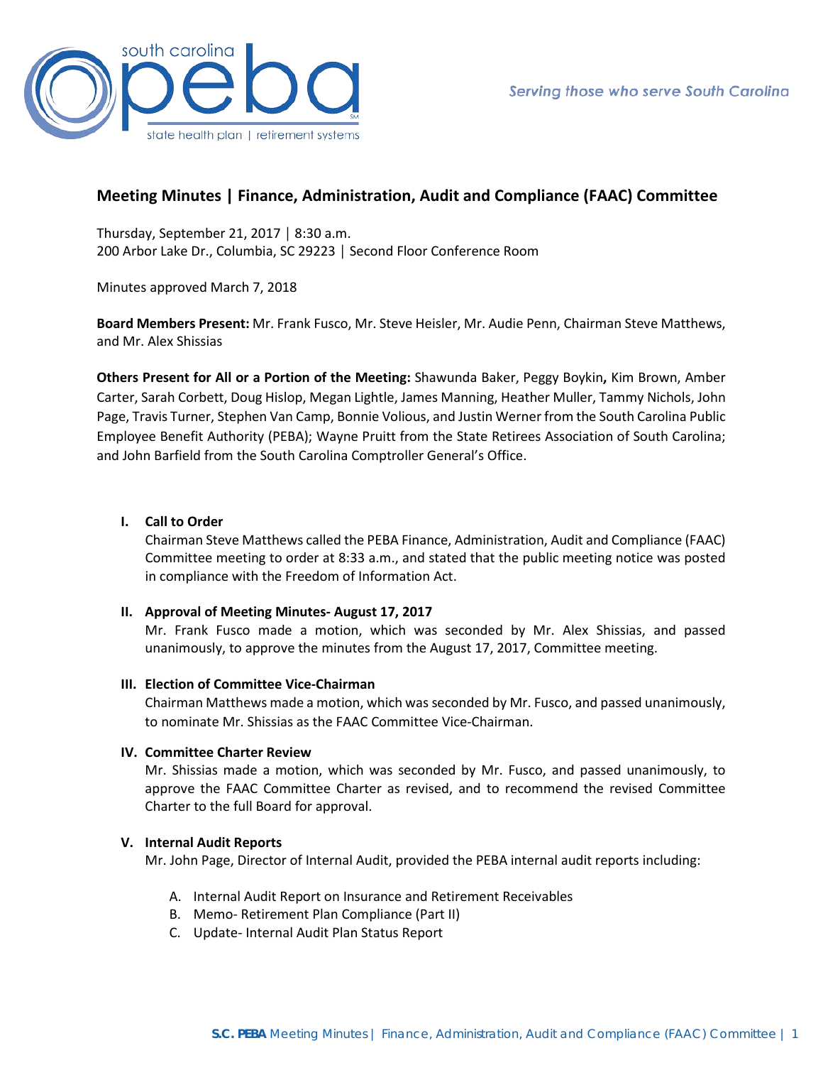# Meeting Minutes | Finance, Administration, Audit and Compliance (FAAC) Committee

Thursday, September 21, 2017 │ 8:30 a.m.
200 Arbor Lake Dr., Columbia, SC 29223 │ Second Floor Conference Room

Minutes approved March 7, 2018

**Board Members Present:** Mr. Frank Fusco, Mr. Steve Heisler, Mr. Audie Penn, Chairman Steve Matthews, and Mr. Alex Shissias

**Others Present for All or a Portion of the Meeting:** Shawunda Baker, Peggy Boykin**,** Kim Brown, Amber Carter, Sarah Corbett, Doug Hislop, Megan Lightle, James Manning, Heather Muller, Tammy Nichols, John Page, Travis Turner, Stephen Van Camp, Bonnie Volious, and Justin Werner from the South Carolina Public Employee Benefit Authority (PEBA); Wayne Pruitt from the State Retirees Association of South Carolina; and John Barfield from the South Carolina Comptroller General's Office.

## I. Call to Order

Chairman Steve Matthews called the PEBA Finance, Administration, Audit and Compliance (FAAC) Committee meeting to order at 8:33 a.m., and stated that the public meeting notice was posted in compliance with the Freedom of Information Act.

## II. Approval of Meeting Minutes- August 17, 2017

Mr. Frank Fusco made a motion, which was seconded by Mr. Alex Shissias, and passed unanimously, to approve the minutes from the August 17, 2017, Committee meeting.

## III. Election of Committee Vice-Chairman

Chairman Matthews made a motion, which was seconded by Mr. Fusco, and passed unanimously, to nominate Mr. Shissias as the FAAC Committee Vice-Chairman.

## IV. Committee Charter Review

Mr. Shissias made a motion, which was seconded by Mr. Fusco, and passed unanimously, to approve the FAAC Committee Charter as revised, and to recommend the revised Committee Charter to the full Board for approval.

## V. Internal Audit Reports

Mr. John Page, Director of Internal Audit, provided the PEBA internal audit reports including:

A. Internal Audit Report on Insurance and Retirement Receivables
B. Memo- Retirement Plan Compliance (Part II)
C. Update- Internal Audit Plan Status Report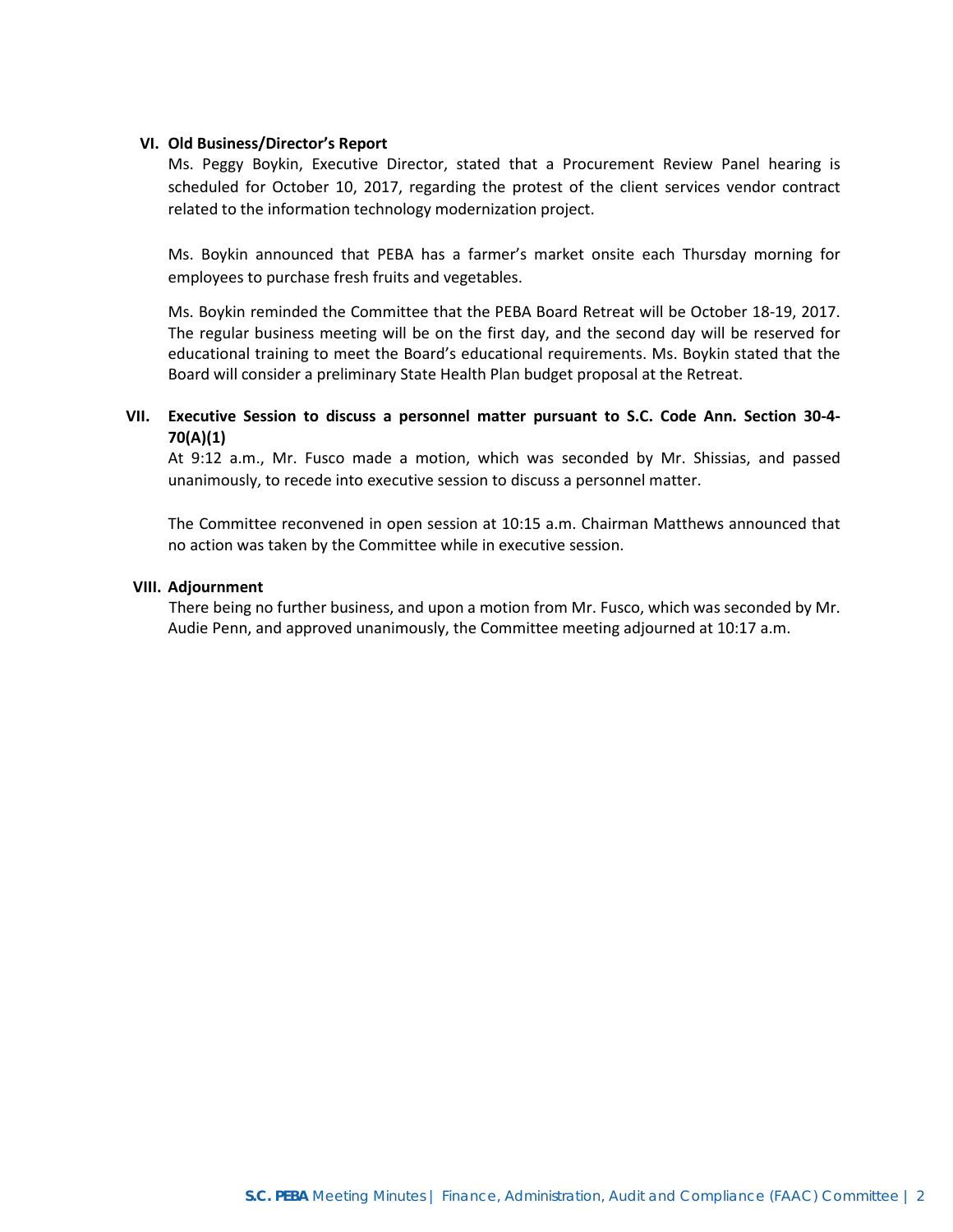## VI. Old Business/Director's Report

Ms. Peggy Boykin, Executive Director, stated that a Procurement Review Panel hearing is scheduled for October 10, 2017, regarding the protest of the client services vendor contract related to the information technology modernization project.

Ms. Boykin announced that PEBA has a farmer's market onsite each Thursday morning for employees to purchase fresh fruits and vegetables.

Ms. Boykin reminded the Committee that the PEBA Board Retreat will be October 18-19, 2017. The regular business meeting will be on the first day, and the second day will be reserved for educational training to meet the Board's educational requirements. Ms. Boykin stated that the Board will consider a preliminary State Health Plan budget proposal at the Retreat.

## VII. Executive Session to discuss a personnel matter pursuant to S.C. Code Ann. Section 30-4-70(A)(1)

At 9:12 a.m., Mr. Fusco made a motion, which was seconded by Mr. Shissias, and passed unanimously, to recede into executive session to discuss a personnel matter.

The Committee reconvened in open session at 10:15 a.m. Chairman Matthews announced that no action was taken by the Committee while in executive session.

## VIII. Adjournment

There being no further business, and upon a motion from Mr. Fusco, which was seconded by Mr. Audie Penn, and approved unanimously, the Committee meeting adjourned at 10:17 a.m.